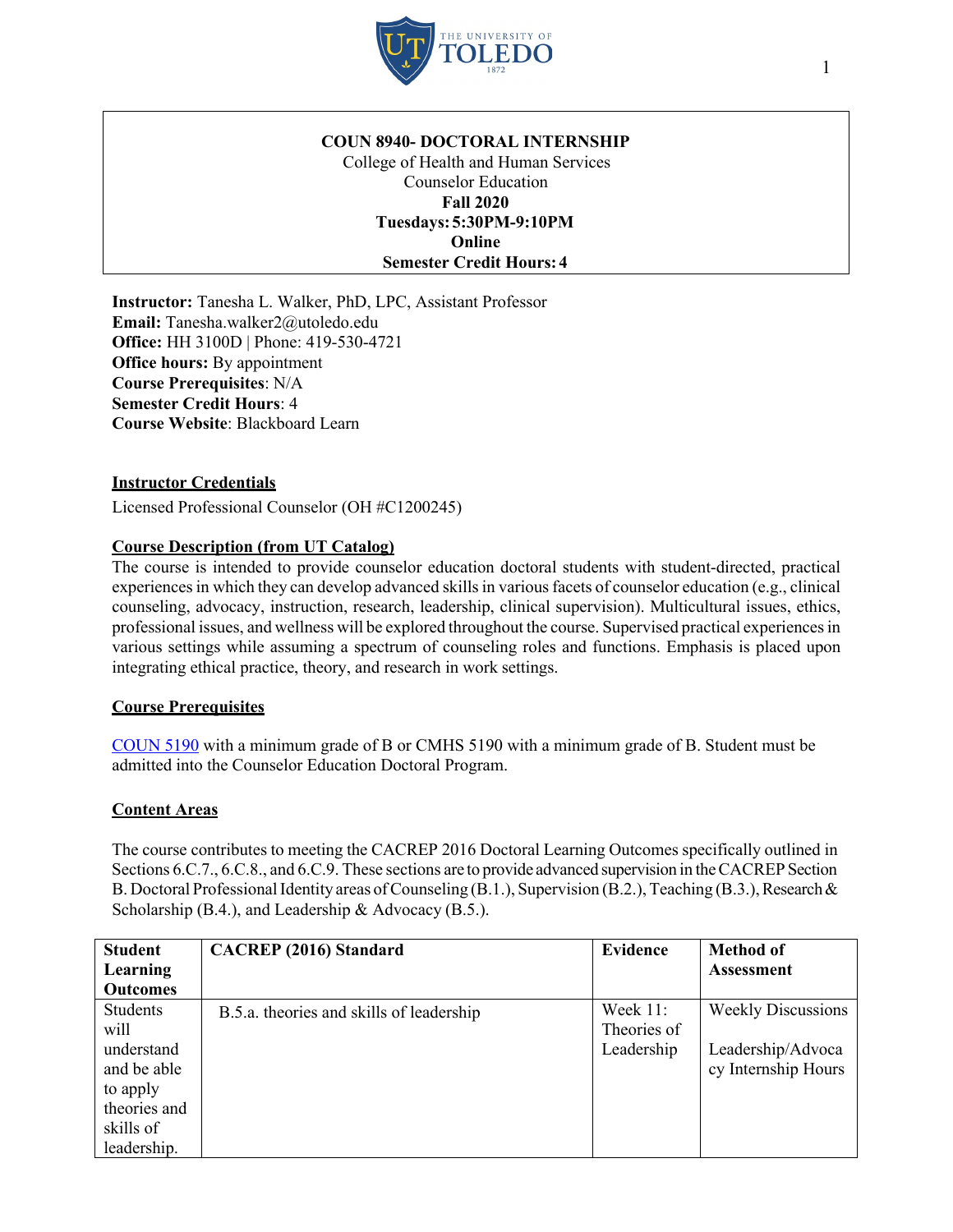**COUN 8940- DOCTORAL INTERNSHIP**
College of Health and Human Services
Counselor Education
**Fall 2020**
**Tuesdays: 5:30PM-9:10PM**
**Online**
**Semester Credit Hours: 4**

**Instructor:** Tanesha L. Walker, PhD, LPC, Assistant Professor
**Email:** Tanesha.walker2@utoledo.edu
**Office:** HH 3100D | Phone: 419-530-4721
**Office hours:** By appointment
**Course Prerequisites**: N/A
**Semester Credit Hours**: 4
**Course Website**: Blackboard Learn

## Instructor Credentials

Licensed Professional Counselor (OH #C1200245)

## Course Description (from UT Catalog)

The course is intended to provide counselor education doctoral students with student-directed, practical experiences in which they can develop advanced skills in various facets of counselor education (e.g., clinical counseling, advocacy, instruction, research, leadership, clinical supervision). Multicultural issues, ethics, professional issues, and wellness will be explored throughout the course. Supervised practical experiences in various settings while assuming a spectrum of counseling roles and functions. Emphasis is placed upon integrating ethical practice, theory, and research in work settings.

## Course Prerequisites

COUN 5190 with a minimum grade of B or CMHS 5190 with a minimum grade of B. Student must be admitted into the Counselor Education Doctoral Program.

## Content Areas

The course contributes to meeting the CACREP 2016 Doctoral Learning Outcomes specifically outlined in Sections 6.C.7., 6.C.8., and 6.C.9. These sections are to provide advanced supervision in the CACREP Section B. Doctoral Professional Identity areas of Counseling (B.1.), Supervision (B.2.), Teaching (B.3.), Research & Scholarship (B.4.), and Leadership & Advocacy (B.5.).

| Student Learning Outcomes | CACREP (2016) Standard | Evidence | Method of Assessment |
|---|---|---|---|
| Students will understand and be able to apply theories and skills of leadership. | B.5.a. theories and skills of leadership | Week 11: Theories of Leadership | Weekly Discussions<br><br>Leadership/Advocacy Internship Hours |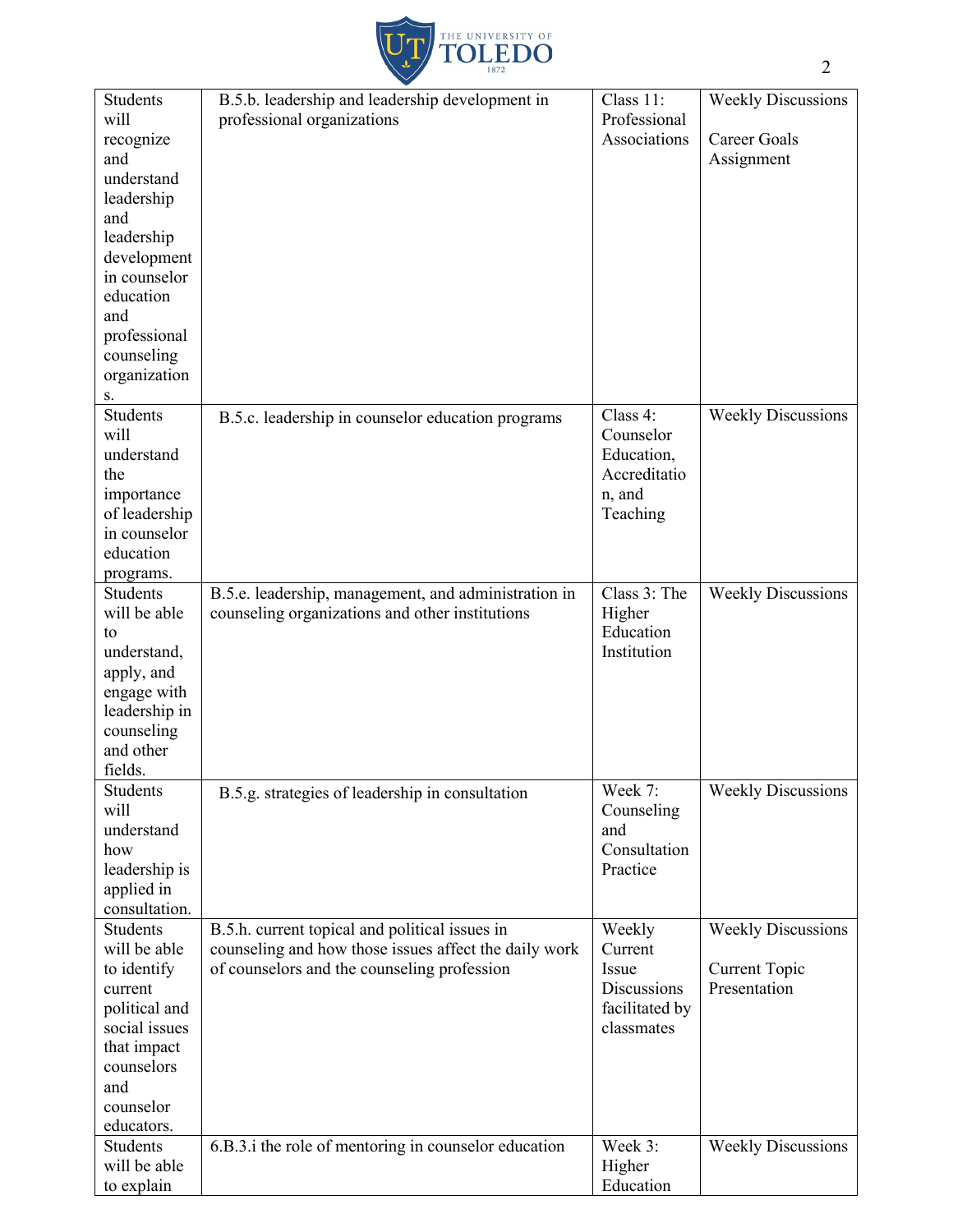| | | | |
|---|---|---|---|
| Students will recognize and understand leadership and leadership development in counselor education and professional counseling organizations. | B.5.b. leadership and leadership development in professional organizations | Class 11: Professional Associations | Weekly Discussions<br><br>Career Goals Assignment |
| Students will understand the importance of leadership in counselor education programs. | B.5.c. leadership in counselor education programs | Class 4: Counselor Education, Accreditation, and Teaching | Weekly Discussions |
| Students will be able to understand, apply, and engage with leadership in counseling and other fields. | B.5.e. leadership, management, and administration in counseling organizations and other institutions | Class 3: The Higher Education Institution | Weekly Discussions |
| Students will understand how leadership is applied in consultation. | B.5.g. strategies of leadership in consultation | Week 7: Counseling and Consultation Practice | Weekly Discussions |
| Students will be able to identify current political and social issues that impact counselors and counselor educators. | B.5.h. current topical and political issues in counseling and how those issues affect the daily work of counselors and the counseling profession | Weekly Current Issue Discussions facilitated by classmates | Weekly Discussions<br><br>Current Topic Presentation |
| Students will be able to explain | 6.B.3.i the role of mentoring in counselor education | Week 3: Higher Education | Weekly Discussions |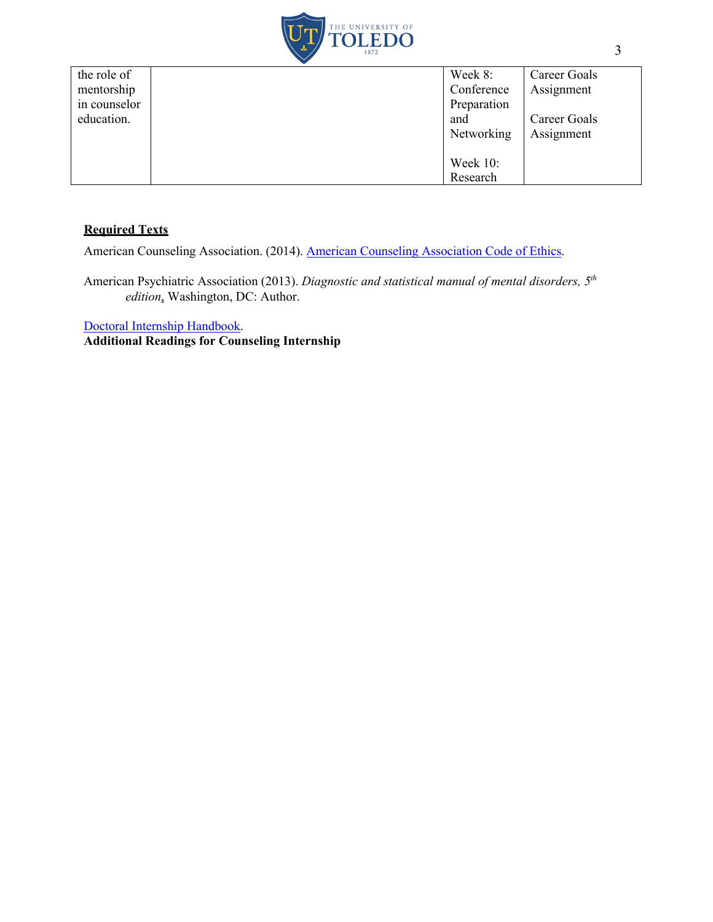| | | | |
|---|---|---|---|
| the role of mentorship in counselor education. | | Week 8: Conference Preparation and Networking<br><br>Week 10: Research | Career Goals Assignment<br><br>Career Goals Assignment |

**<u>Required Texts</u>**

American Counseling Association. (2014). [American Counseling Association Code of Ethics]().

American Psychiatric Association (2013). *Diagnostic and statistical manual of mental disorders, 5th edition*, Washington, DC: Author.

[Doctoral Internship Handbook]().

**Additional Readings for Counseling Internship**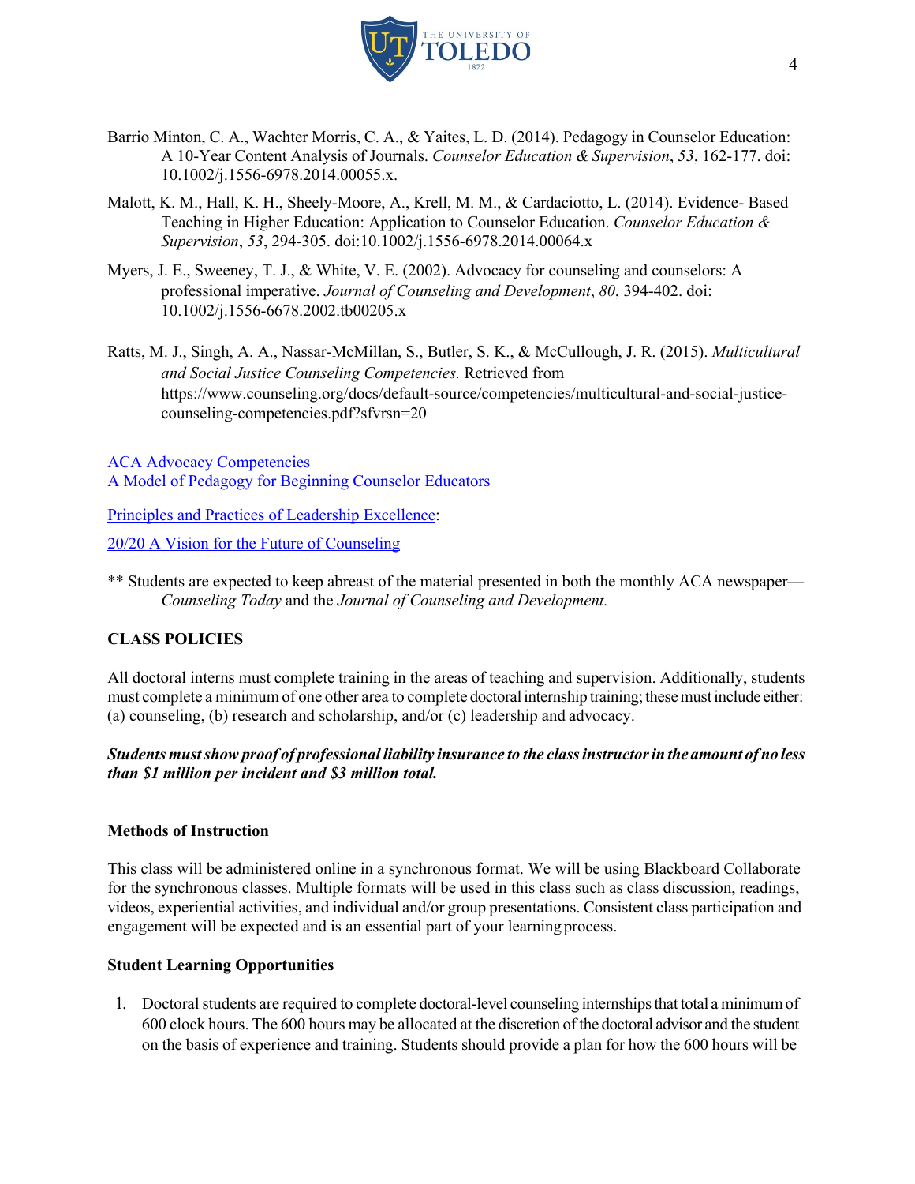Barrio Minton, C. A., Wachter Morris, C. A., & Yaites, L. D. (2014). Pedagogy in Counselor Education: A 10-Year Content Analysis of Journals. *Counselor Education & Supervision*, *53*, 162-177. doi: 10.1002/j.1556-6978.2014.00055.x.

Malott, K. M., Hall, K. H., Sheely-Moore, A., Krell, M. M., & Cardaciotto, L. (2014). Evidence- Based Teaching in Higher Education: Application to Counselor Education. *Counselor Education & Supervision*, *53*, 294-305. doi:10.1002/j.1556-6978.2014.00064.x

Myers, J. E., Sweeney, T. J., & White, V. E. (2002). Advocacy for counseling and counselors: A professional imperative. *Journal of Counseling and Development*, *80*, 394-402. doi: 10.1002/j.1556-6678.2002.tb00205.x

Ratts, M. J., Singh, A. A., Nassar-McMillan, S., Butler, S. K., & McCullough, J. R. (2015). *Multicultural and Social Justice Counseling Competencies.* Retrieved from https://www.counseling.org/docs/default-source/competencies/multicultural-and-social-justice-counseling-competencies.pdf?sfvrsn=20

ACA Advocacy Competencies
A Model of Pedagogy for Beginning Counselor Educators

Principles and Practices of Leadership Excellence:

20/20 A Vision for the Future of Counseling

** Students are expected to keep abreast of the material presented in both the monthly ACA newspaper—*Counseling Today* and the *Journal of Counseling and Development.*

## CLASS POLICIES

All doctoral interns must complete training in the areas of teaching and supervision. Additionally, students must complete a minimum of one other area to complete doctoral internship training; these must include either: (a) counseling, (b) research and scholarship, and/or (c) leadership and advocacy.

***Students must show proof of professional liability insurance to the class instructor in the amount of no less than $1 million per incident and $3 million total.***

### Methods of Instruction

This class will be administered online in a synchronous format. We will be using Blackboard Collaborate for the synchronous classes. Multiple formats will be used in this class such as class discussion, readings, videos, experiential activities, and individual and/or group presentations. Consistent class participation and engagement will be expected and is an essential part of your learning process.

### Student Learning Opportunities

1. Doctoral students are required to complete doctoral-level counseling internships that total a minimum of 600 clock hours. The 600 hours may be allocated at the discretion of the doctoral advisor and the student on the basis of experience and training. Students should provide a plan for how the 600 hours will be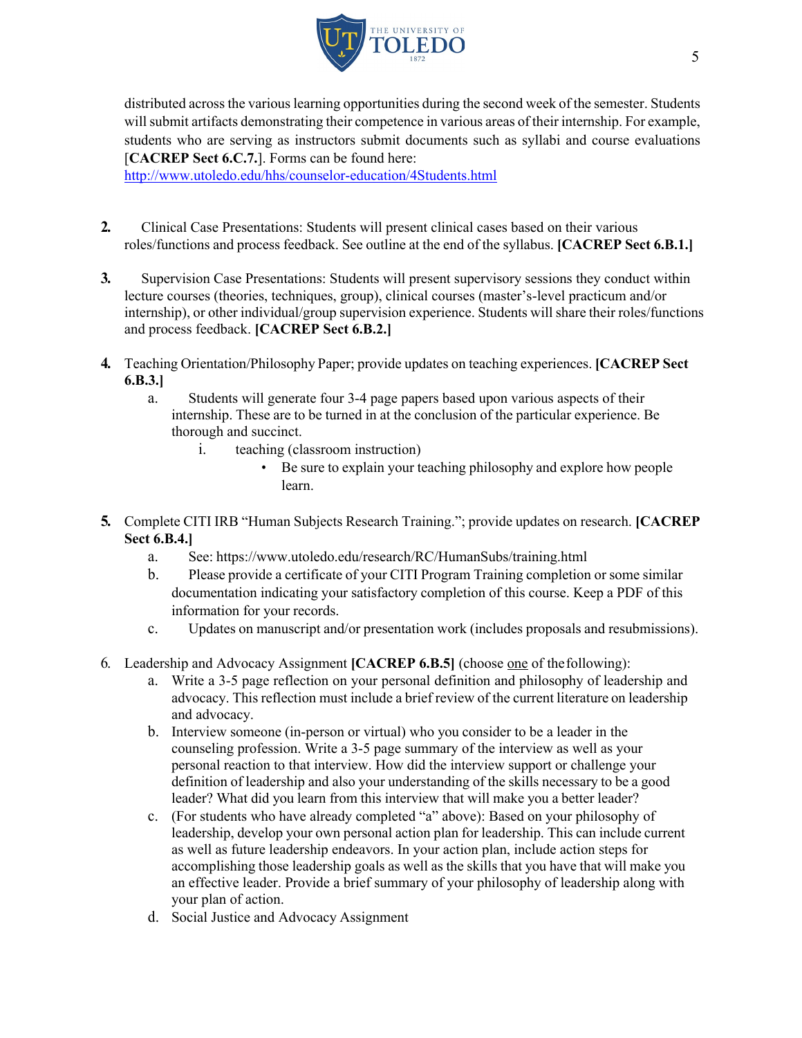distributed across the various learning opportunities during the second week of the semester. Students will submit artifacts demonstrating their competence in various areas of their internship. For example, students who are serving as instructors submit documents such as syllabi and course evaluations [**CACREP Sect 6.C.7.**]. Forms can be found here: [http://www.utoledo.edu/hhs/counselor-education/4Students.html](http://www.utoledo.edu/hhs/counselor-education/4Students.html)

2. Clinical Case Presentations: Students will present clinical cases based on their various roles/functions and process feedback. See outline at the end of the syllabus. **[CACREP Sect 6.B.1.]**

3. Supervision Case Presentations: Students will present supervisory sessions they conduct within lecture courses (theories, techniques, group), clinical courses (master's-level practicum and/or internship), or other individual/group supervision experience. Students will share their roles/functions and process feedback. **[CACREP Sect 6.B.2.]**

4. Teaching Orientation/Philosophy Paper; provide updates on teaching experiences. **[CACREP Sect 6.B.3.]**
   a. Students will generate four 3-4 page papers based upon various aspects of their internship. These are to be turned in at the conclusion of the particular experience. Be thorough and succinct.
      i. teaching (classroom instruction)
         - Be sure to explain your teaching philosophy and explore how people learn.

5. Complete CITI IRB "Human Subjects Research Training."; provide updates on research. **[CACREP Sect 6.B.4.]**
   a. See: https://www.utoledo.edu/research/RC/HumanSubs/training.html
   b. Please provide a certificate of your CITI Program Training completion or some similar documentation indicating your satisfactory completion of this course. Keep a PDF of this information for your records.
   c. Updates on manuscript and/or presentation work (includes proposals and resubmissions).

6. Leadership and Advocacy Assignment **[CACREP 6.B.5]** (choose <u>one</u> of the following):
   a. Write a 3-5 page reflection on your personal definition and philosophy of leadership and advocacy. This reflection must include a brief review of the current literature on leadership and advocacy.
   b. Interview someone (in-person or virtual) who you consider to be a leader in the counseling profession. Write a 3-5 page summary of the interview as well as your personal reaction to that interview. How did the interview support or challenge your definition of leadership and also your understanding of the skills necessary to be a good leader? What did you learn from this interview that will make you a better leader?
   c. (For students who have already completed "a" above): Based on your philosophy of leadership, develop your own personal action plan for leadership. This can include current as well as future leadership endeavors. In your action plan, include action steps for accomplishing those leadership goals as well as the skills that you have that will make you an effective leader. Provide a brief summary of your philosophy of leadership along with your plan of action.
   d. Social Justice and Advocacy Assignment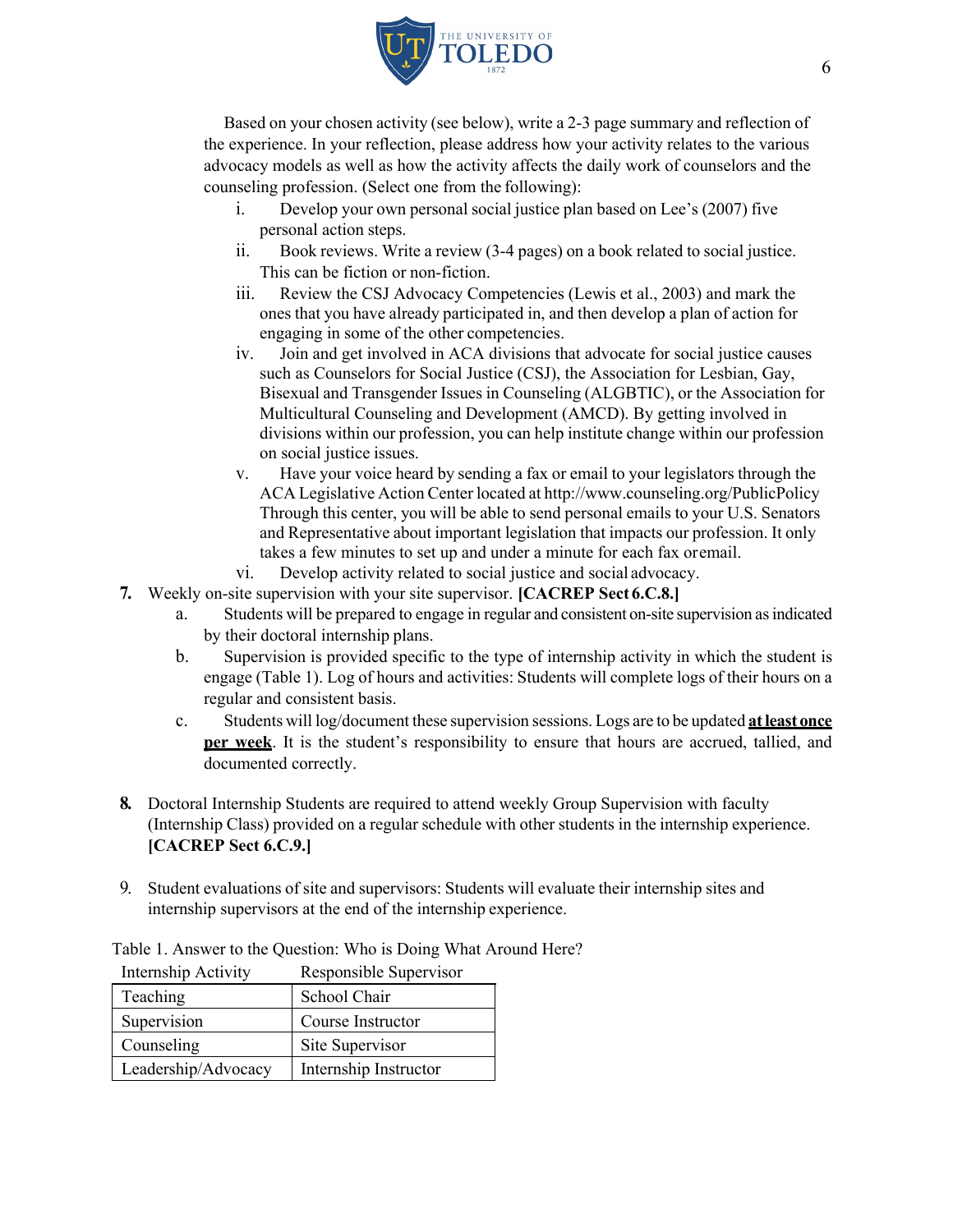Based on your chosen activity (see below), write a 2-3 page summary and reflection of the experience. In your reflection, please address how your activity relates to the various advocacy models as well as how the activity affects the daily work of counselors and the counseling profession. (Select one from the following):

i. Develop your own personal social justice plan based on Lee's (2007) five personal action steps.

ii. Book reviews. Write a review (3-4 pages) on a book related to social justice. This can be fiction or non-fiction.

iii. Review the CSJ Advocacy Competencies (Lewis et al., 2003) and mark the ones that you have already participated in, and then develop a plan of action for engaging in some of the other competencies.

iv. Join and get involved in ACA divisions that advocate for social justice causes such as Counselors for Social Justice (CSJ), the Association for Lesbian, Gay, Bisexual and Transgender Issues in Counseling (ALGBTIC), or the Association for Multicultural Counseling and Development (AMCD). By getting involved in divisions within our profession, you can help institute change within our profession on social justice issues.

v. Have your voice heard by sending a fax or email to your legislators through the ACA Legislative Action Center located at http://www.counseling.org/PublicPolicy Through this center, you will be able to send personal emails to your U.S. Senators and Representative about important legislation that impacts our profession. It only takes a few minutes to set up and under a minute for each fax or email.

vi. Develop activity related to social justice and social advocacy.

7. Weekly on-site supervision with your site supervisor. **[CACREP Sect 6.C.8.]**
   a. Students will be prepared to engage in regular and consistent on-site supervision as indicated by their doctoral internship plans.
   b. Supervision is provided specific to the type of internship activity in which the student is engage (Table 1). Log of hours and activities: Students will complete logs of their hours on a regular and consistent basis.
   c. Students will log/document these supervision sessions. Logs are to be updated **<u>at least once per week</u>**. It is the student's responsibility to ensure that hours are accrued, tallied, and documented correctly.

8. Doctoral Internship Students are required to attend weekly Group Supervision with faculty (Internship Class) provided on a regular schedule with other students in the internship experience. **[CACREP Sect 6.C.9.]**

9. Student evaluations of site and supervisors: Students will evaluate their internship sites and internship supervisors at the end of the internship experience.

Table 1. Answer to the Question: Who is Doing What Around Here?

| Internship Activity | Responsible Supervisor |
|---|---|
| Teaching | School Chair |
| Supervision | Course Instructor |
| Counseling | Site Supervisor |
| Leadership/Advocacy | Internship Instructor |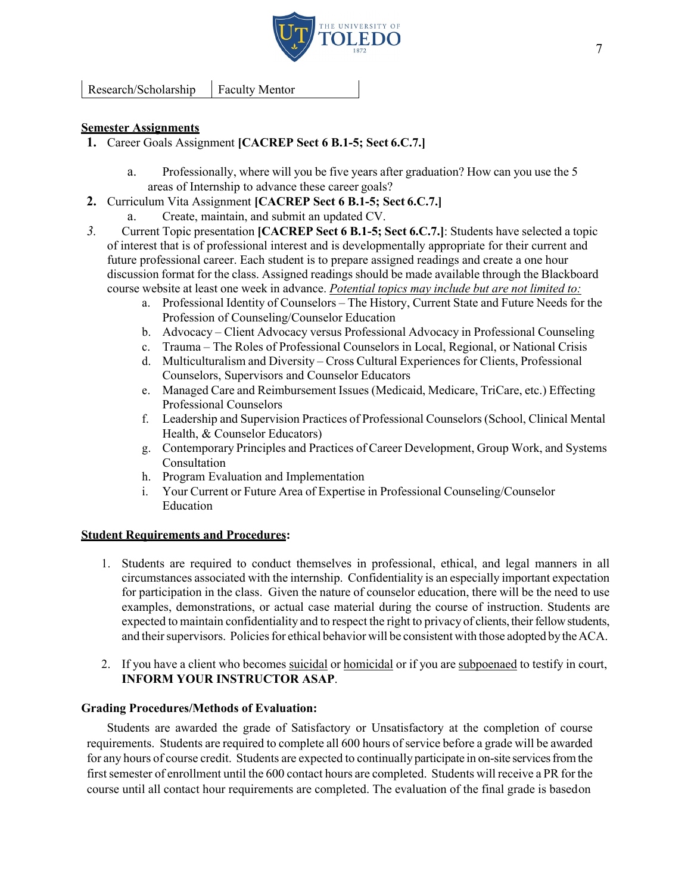| Research/Scholarship | Faculty Mentor |
|---|---|

**Semester Assignments**

1. Career Goals Assignment **[CACREP Sect 6 B.1-5; Sect 6.C.7.]**
   a. Professionally, where will you be five years after graduation? How can you use the 5 areas of Internship to advance these career goals?
2. Curriculum Vita Assignment **[CACREP Sect 6 B.1-5; Sect 6.C.7.]**
   a. Create, maintain, and submit an updated CV.
3. Current Topic presentation **[CACREP Sect 6 B.1-5; Sect 6.C.7.]**: Students have selected a topic of interest that is of professional interest and is developmentally appropriate for their current and future professional career. Each student is to prepare assigned readings and create a one hour discussion format for the class. Assigned readings should be made available through the Blackboard course website at least one week in advance. *Potential topics may include but are not limited to:*
   a. Professional Identity of Counselors – The History, Current State and Future Needs for the Profession of Counseling/Counselor Education
   b. Advocacy – Client Advocacy versus Professional Advocacy in Professional Counseling
   c. Trauma – The Roles of Professional Counselors in Local, Regional, or National Crisis
   d. Multiculturalism and Diversity – Cross Cultural Experiences for Clients, Professional Counselors, Supervisors and Counselor Educators
   e. Managed Care and Reimbursement Issues (Medicaid, Medicare, TriCare, etc.) Effecting Professional Counselors
   f. Leadership and Supervision Practices of Professional Counselors (School, Clinical Mental Health, & Counselor Educators)
   g. Contemporary Principles and Practices of Career Development, Group Work, and Systems Consultation
   h. Program Evaluation and Implementation
   i. Your Current or Future Area of Expertise in Professional Counseling/Counselor Education

**Student Requirements and Procedures:**

1. Students are required to conduct themselves in professional, ethical, and legal manners in all circumstances associated with the internship. Confidentiality is an especially important expectation for participation in the class. Given the nature of counselor education, there will be the need to use examples, demonstrations, or actual case material during the course of instruction. Students are expected to maintain confidentiality and to respect the right to privacy of clients, their fellow students, and their supervisors. Policies for ethical behavior will be consistent with those adopted by the ACA.

2. If you have a client who becomes suicidal or homicidal or if you are subpoenaed to testify in court, **INFORM YOUR INSTRUCTOR ASAP**.

**Grading Procedures/Methods of Evaluation:**

Students are awarded the grade of Satisfactory or Unsatisfactory at the completion of course requirements. Students are required to complete all 600 hours of service before a grade will be awarded for any hours of course credit. Students are expected to continually participate in on-site services from the first semester of enrollment until the 600 contact hours are completed. Students will receive a PR for the course until all contact hour requirements are completed. The evaluation of the final grade is basedon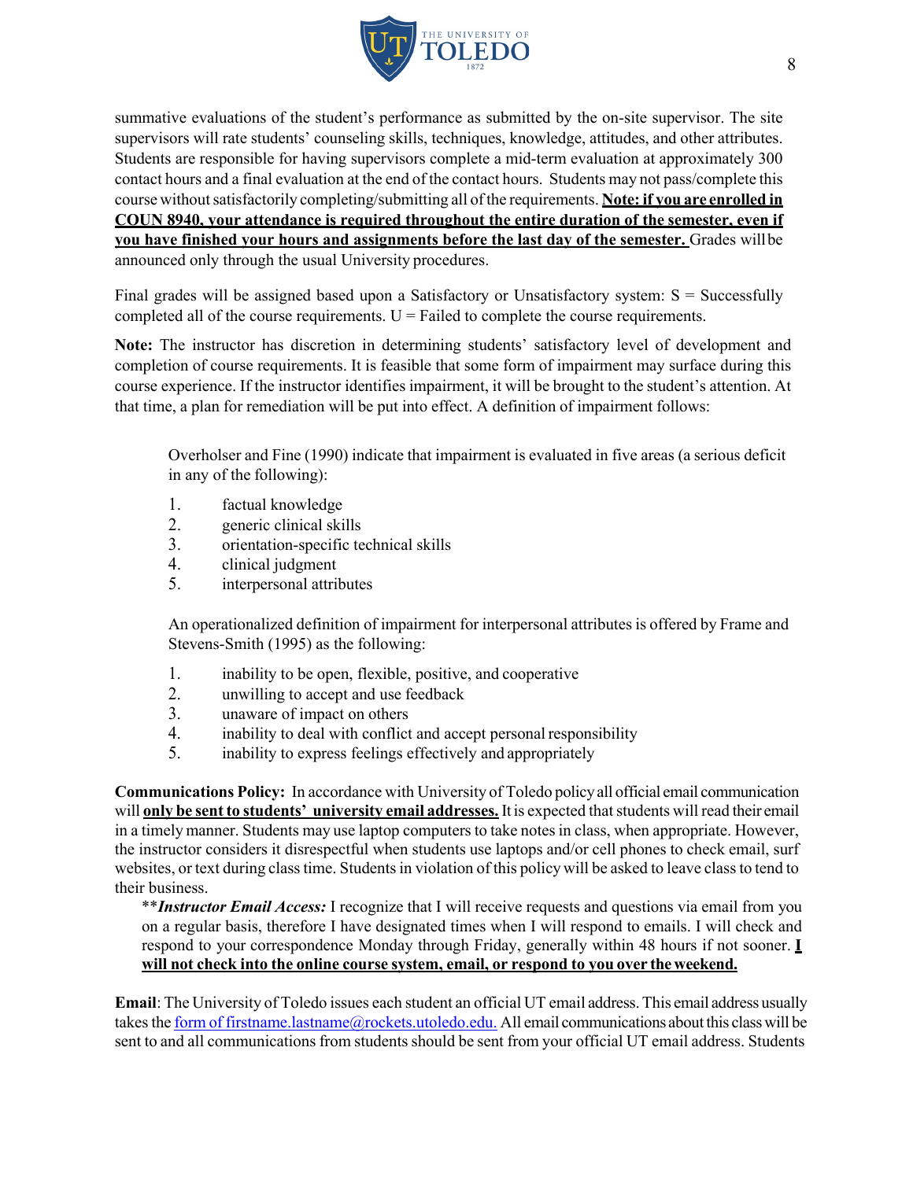summative evaluations of the student's performance as submitted by the on-site supervisor. The site supervisors will rate students' counseling skills, techniques, knowledge, attitudes, and other attributes. Students are responsible for having supervisors complete a mid-term evaluation at approximately 300 contact hours and a final evaluation at the end of the contact hours. Students may not pass/complete this course without satisfactorily completing/submitting all of the requirements. **<u>Note: if you are enrolled in COUN 8940, your attendance is required throughout the entire duration of the semester, even if you have finished your hours and assignments before the last day of the semester.</u>** Grades will be announced only through the usual University procedures.

Final grades will be assigned based upon a Satisfactory or Unsatisfactory system: S = Successfully completed all of the course requirements. U = Failed to complete the course requirements.

**Note:** The instructor has discretion in determining students' satisfactory level of development and completion of course requirements. It is feasible that some form of impairment may surface during this course experience. If the instructor identifies impairment, it will be brought to the student's attention. At that time, a plan for remediation will be put into effect. A definition of impairment follows:

> Overholser and Fine (1990) indicate that impairment is evaluated in five areas (a serious deficit in any of the following):
>
> 1. factual knowledge
> 2. generic clinical skills
> 3. orientation-specific technical skills
> 4. clinical judgment
> 5. interpersonal attributes
>
> An operationalized definition of impairment for interpersonal attributes is offered by Frame and Stevens-Smith (1995) as the following:
>
> 1. inability to be open, flexible, positive, and cooperative
> 2. unwilling to accept and use feedback
> 3. unaware of impact on others
> 4. inability to deal with conflict and accept personal responsibility
> 5. inability to express feelings effectively and appropriately

**Communications Policy:** In accordance with University of Toledo policy all official email communication will **<u>only be sent to students' university email addresses.</u>** It is expected that students will read their email in a timely manner. Students may use laptop computers to take notes in class, when appropriate. However, the instructor considers it disrespectful when students use laptops and/or cell phones to check email, surf websites, or text during class time. Students in violation of this policy will be asked to leave class to tend to their business.

> ***Instructor Email Access:*** I recognize that I will receive requests and questions via email from you on a regular basis, therefore I have designated times when I will respond to emails. I will check and respond to your correspondence Monday through Friday, generally within 48 hours if not sooner. **<u>I will not check into the online course system, email, or respond to you over the weekend.</u>**

**Email**: The University of Toledo issues each student an official UT email address. This email address usually takes the form of firstname.lastname@rockets.utoledo.edu. All email communications about this class will be sent to and all communications from students should be sent from your official UT email address. Students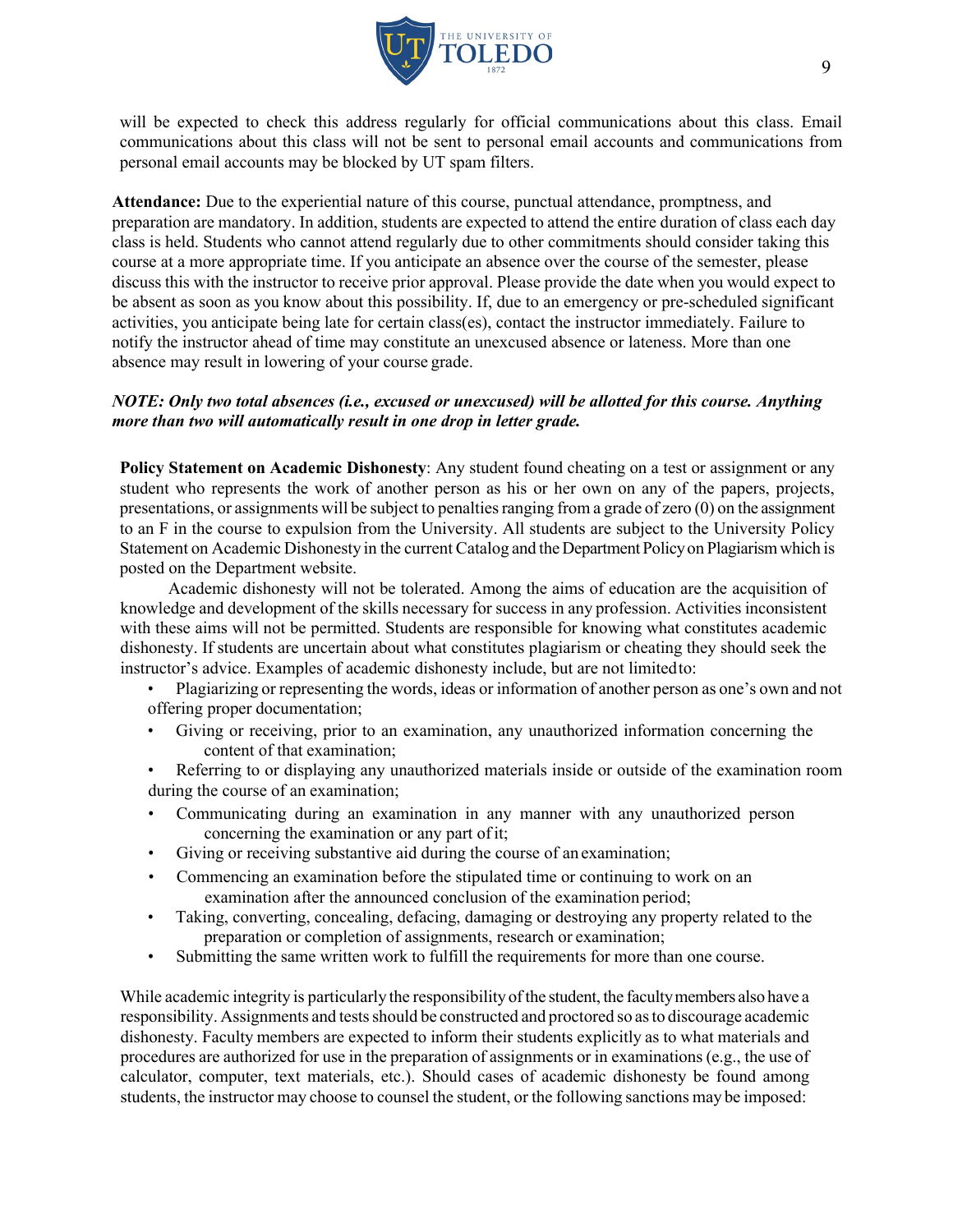will be expected to check this address regularly for official communications about this class. Email communications about this class will not be sent to personal email accounts and communications from personal email accounts may be blocked by UT spam filters.

**Attendance:** Due to the experiential nature of this course, punctual attendance, promptness, and preparation are mandatory. In addition, students are expected to attend the entire duration of class each day class is held. Students who cannot attend regularly due to other commitments should consider taking this course at a more appropriate time. If you anticipate an absence over the course of the semester, please discuss this with the instructor to receive prior approval. Please provide the date when you would expect to be absent as soon as you know about this possibility. If, due to an emergency or pre-scheduled significant activities, you anticipate being late for certain class(es), contact the instructor immediately. Failure to notify the instructor ahead of time may constitute an unexcused absence or lateness. More than one absence may result in lowering of your course grade.

***NOTE: Only two total absences (i.e., excused or unexcused) will be allotted for this course. Anything more than two will automatically result in one drop in letter grade.***

**Policy Statement on Academic Dishonesty**: Any student found cheating on a test or assignment or any student who represents the work of another person as his or her own on any of the papers, projects, presentations, or assignments will be subject to penalties ranging from a grade of zero (0) on the assignment to an F in the course to expulsion from the University. All students are subject to the University Policy Statement on Academic Dishonesty in the current Catalog and the Department Policy on Plagiarism which is posted on the Department website.

Academic dishonesty will not be tolerated. Among the aims of education are the acquisition of knowledge and development of the skills necessary for success in any profession. Activities inconsistent with these aims will not be permitted. Students are responsible for knowing what constitutes academic dishonesty. If students are uncertain about what constitutes plagiarism or cheating they should seek the instructor's advice. Examples of academic dishonesty include, but are not limited to:

- Plagiarizing or representing the words, ideas or information of another person as one's own and not offering proper documentation;
- Giving or receiving, prior to an examination, any unauthorized information concerning the content of that examination;
- Referring to or displaying any unauthorized materials inside or outside of the examination room during the course of an examination;
- Communicating during an examination in any manner with any unauthorized person concerning the examination or any part of it;
- Giving or receiving substantive aid during the course of an examination;
- Commencing an examination before the stipulated time or continuing to work on an examination after the announced conclusion of the examination period;
- Taking, converting, concealing, defacing, damaging or destroying any property related to the preparation or completion of assignments, research or examination;
- Submitting the same written work to fulfill the requirements for more than one course.

While academic integrity is particularly the responsibility of the student, the faculty members also have a responsibility. Assignments and tests should be constructed and proctored so as to discourage academic dishonesty. Faculty members are expected to inform their students explicitly as to what materials and procedures are authorized for use in the preparation of assignments or in examinations (e.g., the use of calculator, computer, text materials, etc.). Should cases of academic dishonesty be found among students, the instructor may choose to counsel the student, or the following sanctions may be imposed: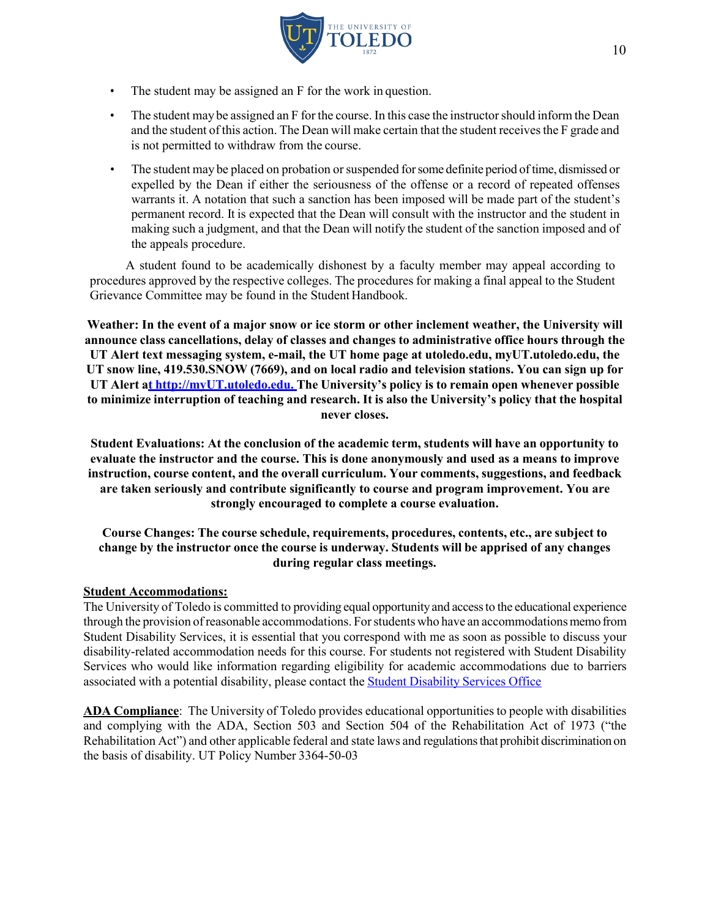- The student may be assigned an F for the work in question.
- The student may be assigned an F for the course. In this case the instructor should inform the Dean and the student of this action. The Dean will make certain that the student receives the F grade and is not permitted to withdraw from the course.
- The student may be placed on probation or suspended for some definite period of time, dismissed or expelled by the Dean if either the seriousness of the offense or a record of repeated offenses warrants it. A notation that such a sanction has been imposed will be made part of the student's permanent record. It is expected that the Dean will consult with the instructor and the student in making such a judgment, and that the Dean will notify the student of the sanction imposed and of the appeals procedure.

A student found to be academically dishonest by a faculty member may appeal according to procedures approved by the respective colleges. The procedures for making a final appeal to the Student Grievance Committee may be found in the Student Handbook.

**Weather: In the event of a major snow or ice storm or other inclement weather, the University will announce class cancellations, delay of classes and changes to administrative office hours through the UT Alert text messaging system, e-mail, the UT home page at utoledo.edu, myUT.utoledo.edu, the UT snow line, 419.530.SNOW (7669), and on local radio and television stations. You can sign up for UT Alert at http://myUT.utoledo.edu. The University's policy is to remain open whenever possible to minimize interruption of teaching and research. It is also the University's policy that the hospital never closes.**

**Student Evaluations: At the conclusion of the academic term, students will have an opportunity to evaluate the instructor and the course. This is done anonymously and used as a means to improve instruction, course content, and the overall curriculum. Your comments, suggestions, and feedback are taken seriously and contribute significantly to course and program improvement. You are strongly encouraged to complete a course evaluation.**

**Course Changes: The course schedule, requirements, procedures, contents, etc., are subject to change by the instructor once the course is underway. Students will be apprised of any changes during regular class meetings.**

**Student Accommodations:**

The University of Toledo is committed to providing equal opportunity and access to the educational experience through the provision of reasonable accommodations. For students who have an accommodations memo from Student Disability Services, it is essential that you correspond with me as soon as possible to discuss your disability-related accommodation needs for this course. For students not registered with Student Disability Services who would like information regarding eligibility for academic accommodations due to barriers associated with a potential disability, please contact the Student Disability Services Office

**ADA Compliance**: The University of Toledo provides educational opportunities to people with disabilities and complying with the ADA, Section 503 and Section 504 of the Rehabilitation Act of 1973 ("the Rehabilitation Act") and other applicable federal and state laws and regulations that prohibit discrimination on the basis of disability. UT Policy Number 3364-50-03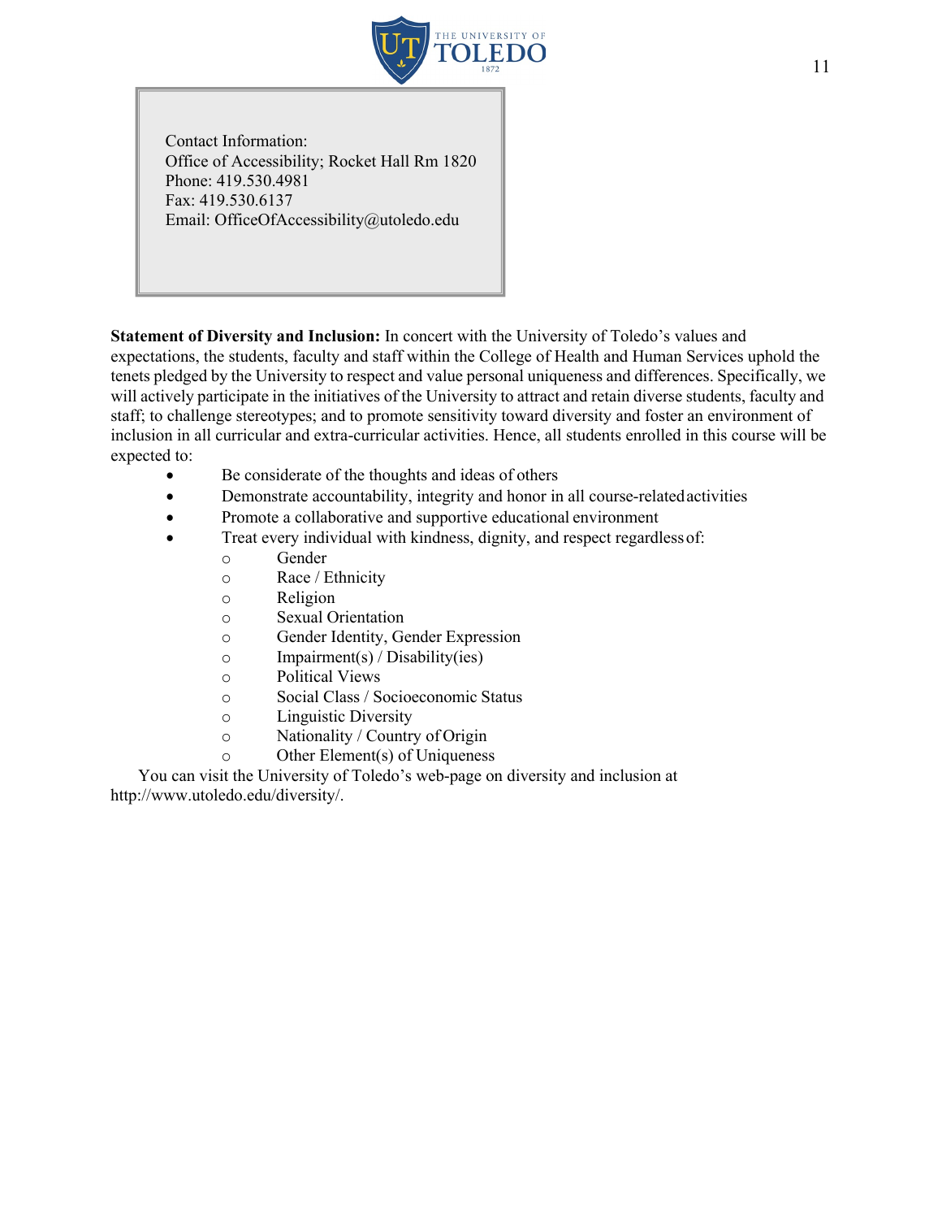Contact Information:
Office of Accessibility; Rocket Hall Rm 1820
Phone: 419.530.4981
Fax: 419.530.6137
Email: OfficeOfAccessibility@utoledo.edu

**Statement of Diversity and Inclusion:** In concert with the University of Toledo's values and expectations, the students, faculty and staff within the College of Health and Human Services uphold the tenets pledged by the University to respect and value personal uniqueness and differences. Specifically, we will actively participate in the initiatives of the University to attract and retain diverse students, faculty and staff; to challenge stereotypes; and to promote sensitivity toward diversity and foster an environment of inclusion in all curricular and extra-curricular activities. Hence, all students enrolled in this course will be expected to:

- Be considerate of the thoughts and ideas of others
- Demonstrate accountability, integrity and honor in all course-related activities
- Promote a collaborative and supportive educational environment
- Treat every individual with kindness, dignity, and respect regardless of:
  - Gender
  - Race / Ethnicity
  - Religion
  - Sexual Orientation
  - Gender Identity, Gender Expression
  - Impairment(s) / Disability(ies)
  - Political Views
  - Social Class / Socioeconomic Status
  - Linguistic Diversity
  - Nationality / Country of Origin
  - Other Element(s) of Uniqueness

You can visit the University of Toledo's web-page on diversity and inclusion at http://www.utoledo.edu/diversity/.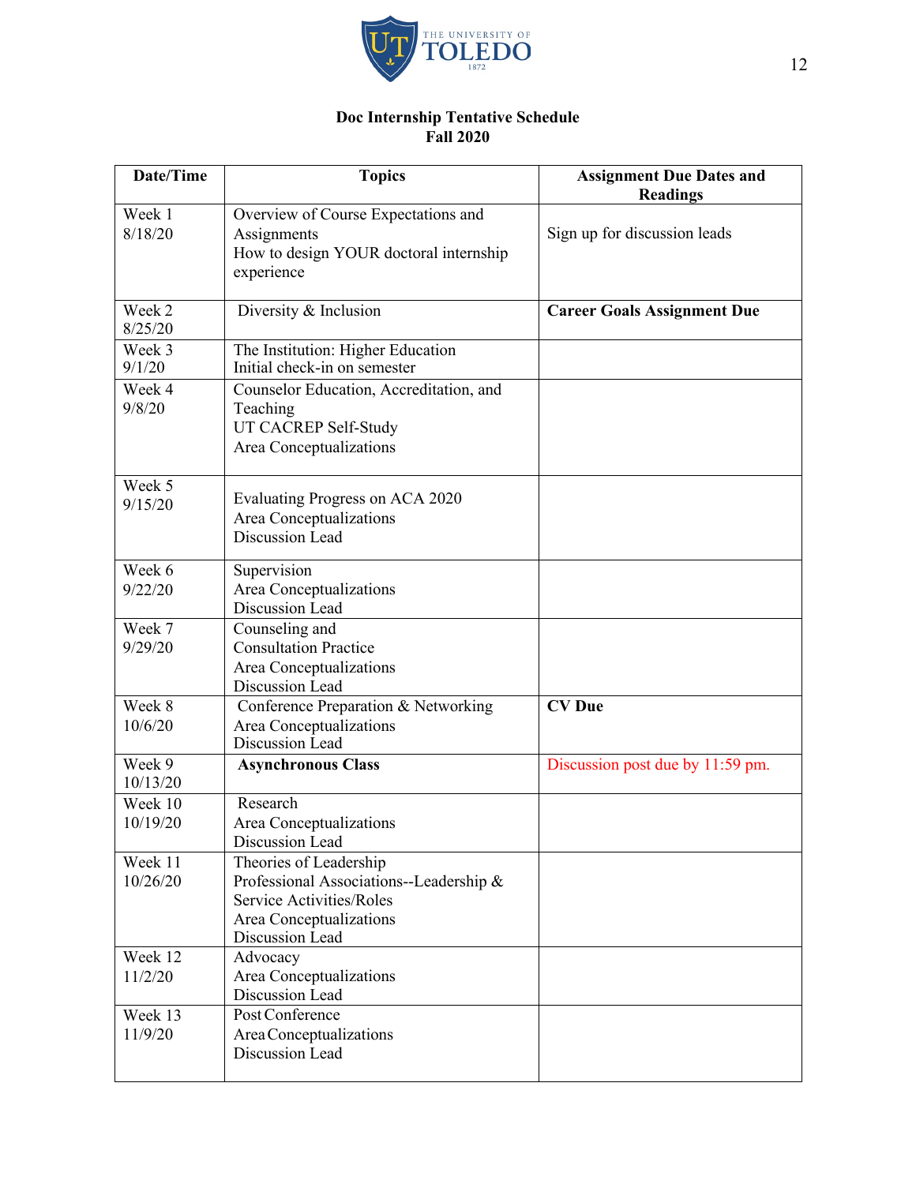**Doc Internship Tentative Schedule**
**Fall 2020**

| Date/Time | Topics | Assignment Due Dates and Readings |
|---|---|---|
| Week 1<br>8/18/20 | Overview of Course Expectations and Assignments<br>How to design YOUR doctoral internship experience | Sign up for discussion leads |
| Week 2<br>8/25/20 | Diversity & Inclusion | **Career Goals Assignment Due** |
| Week 3<br>9/1/20 | The Institution: Higher Education<br>Initial check-in on semester | |
| Week 4<br>9/8/20 | Counselor Education, Accreditation, and Teaching<br>UT CACREP Self-Study<br>Area Conceptualizations | |
| Week 5<br>9/15/20 | Evaluating Progress on ACA 2020<br>Area Conceptualizations<br>Discussion Lead | |
| Week 6<br>9/22/20 | Supervision<br>Area Conceptualizations<br>Discussion Lead | |
| Week 7<br>9/29/20 | Counseling and Consultation Practice<br>Area Conceptualizations<br>Discussion Lead | |
| Week 8<br>10/6/20 | Conference Preparation & Networking<br>Area Conceptualizations<br>Discussion Lead | **CV Due** |
| Week 9<br>10/13/20 | **Asynchronous Class** | Discussion post due by 11:59 pm. |
| Week 10<br>10/19/20 | Research<br>Area Conceptualizations<br>Discussion Lead | |
| Week 11<br>10/26/20 | Theories of Leadership<br>Professional Associations--Leadership & Service Activities/Roles<br>Area Conceptualizations<br>Discussion Lead | |
| Week 12<br>11/2/20 | Advocacy<br>Area Conceptualizations<br>Discussion Lead | |
| Week 13<br>11/9/20 | Post Conference<br>Area Conceptualizations<br>Discussion Lead | |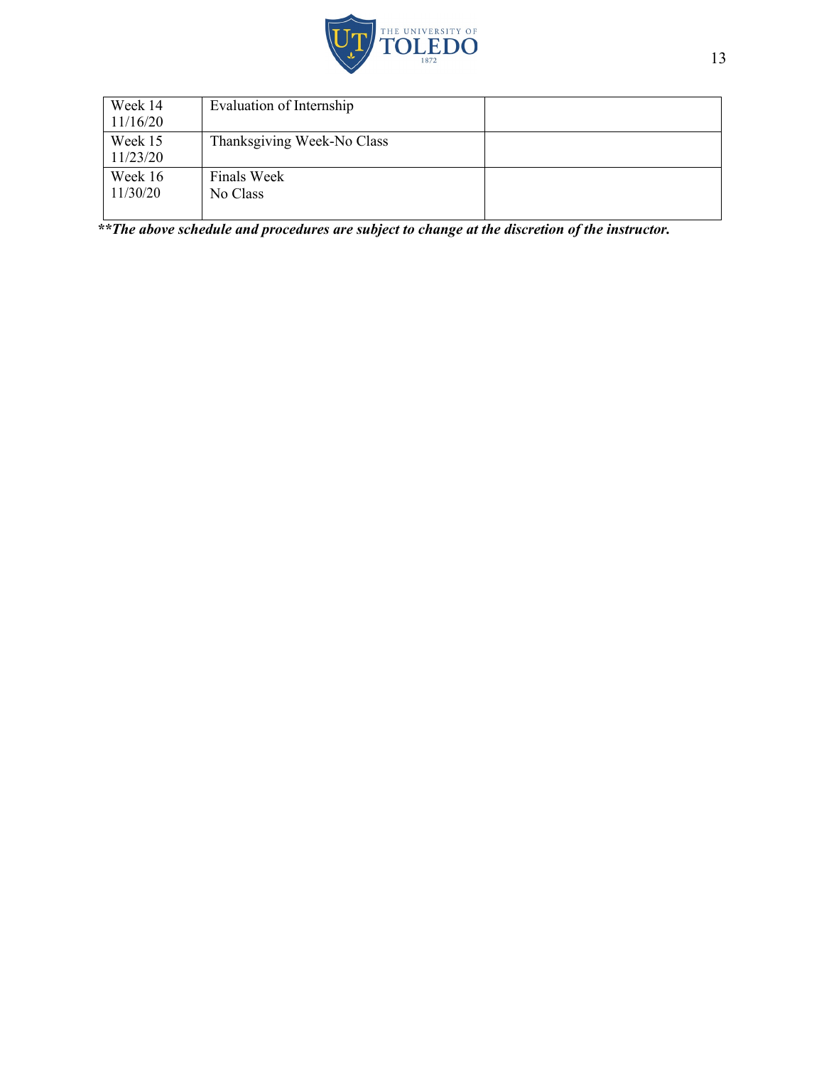| | | |
|---|---|---|
| Week 14<br>11/16/20 | Evaluation of Internship | |
| Week 15<br>11/23/20 | Thanksgiving Week-No Class | |
| Week 16<br>11/30/20 | Finals Week<br>No Class | |

***\*The above schedule and procedures are subject to change at the discretion of the instructor.***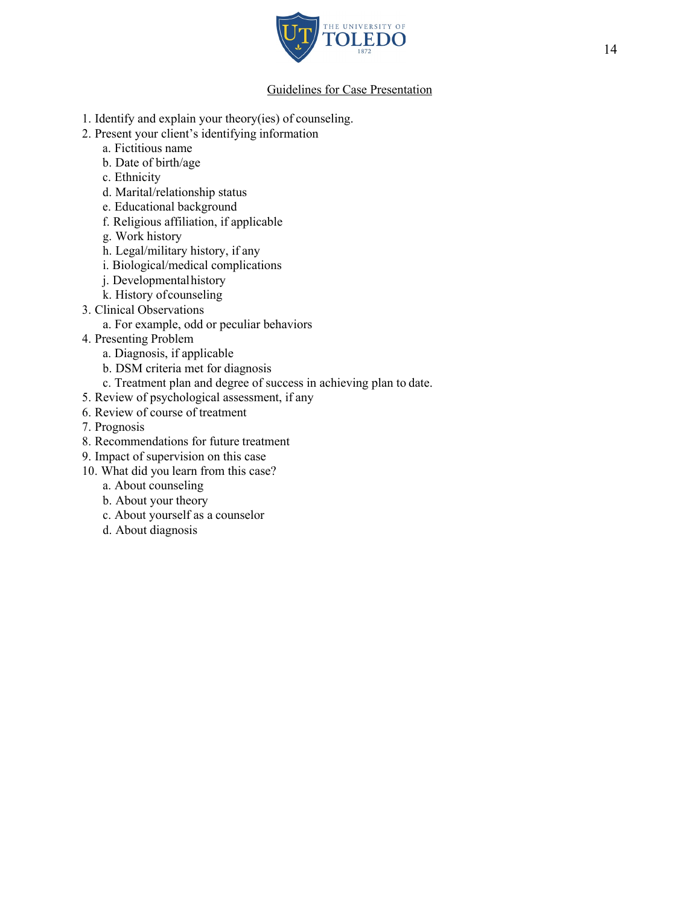## Guidelines for Case Presentation

1. Identify and explain your theory(ies) of counseling.
2. Present your client's identifying information
   a. Fictitious name
   b. Date of birth/age
   c. Ethnicity
   d. Marital/relationship status
   e. Educational background
   f. Religious affiliation, if applicable
   g. Work history
   h. Legal/military history, if any
   i. Biological/medical complications
   j. Developmental history
   k. History of counseling
3. Clinical Observations
   a. For example, odd or peculiar behaviors
4. Presenting Problem
   a. Diagnosis, if applicable
   b. DSM criteria met for diagnosis
   c. Treatment plan and degree of success in achieving plan to date.
5. Review of psychological assessment, if any
6. Review of course of treatment
7. Prognosis
8. Recommendations for future treatment
9. Impact of supervision on this case
10. What did you learn from this case?
    a. About counseling
    b. About your theory
    c. About yourself as a counselor
    d. About diagnosis